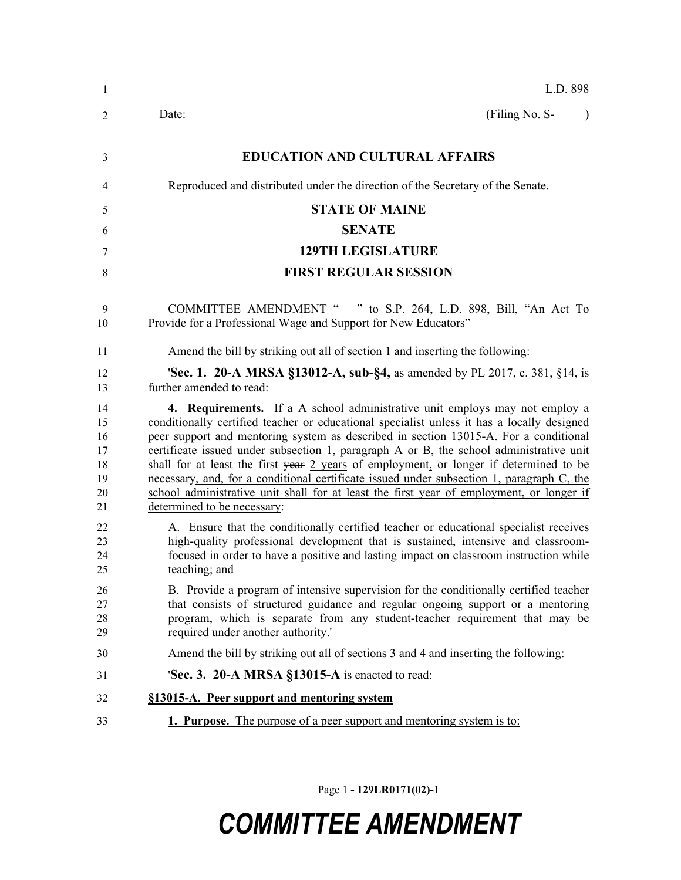L.D. 898

Date: (Filing No. S- )

# EDUCATION AND CULTURAL AFFAIRS

Reproduced and distributed under the direction of the Secretary of the Senate.

## STATE OF MAINE
## SENATE
## 129TH LEGISLATURE
## FIRST REGULAR SESSION

COMMITTEE AMENDMENT " " to S.P. 264, L.D. 898, Bill, "An Act To Provide for a Professional Wage and Support for New Educators"

Amend the bill by striking out all of section 1 and inserting the following:

'**Sec. 1. 20-A MRSA §13012-A, sub-§4,** as amended by PL 2017, c. 381, §14, is further amended to read:

**4. Requirements.** ~~If a~~ <u>A</u> school administrative unit ~~employs~~ <u>may not employ</u> a conditionally certified teacher <u>or educational specialist unless it has a locally designed peer support and mentoring system as described in section 13015-A. For a conditional certificate issued under subsection 1, paragraph A or B,</u> the school administrative unit shall for at least the first ~~year~~ <u>2 years</u> of employment<u>,</u> or longer if determined to be necessary<u>, and, for a conditional certificate issued under subsection 1, paragraph C, the school administrative unit shall for at least the first year of employment, or longer if determined to be necessary</u>:

A. Ensure that the conditionally certified teacher <u>or educational specialist</u> receives high-quality professional development that is sustained, intensive and classroom-focused in order to have a positive and lasting impact on classroom instruction while teaching; and

B. Provide a program of intensive supervision for the conditionally certified teacher that consists of structured guidance and regular ongoing support or a mentoring program, which is separate from any student-teacher requirement that may be required under another authority.'

Amend the bill by striking out all of sections 3 and 4 and inserting the following:

'**Sec. 3. 20-A MRSA §13015-A** is enacted to read:

<u>**§13015-A. Peer support and mentoring system**</u>

<u>**1. Purpose.** The purpose of a peer support and mentoring system is to:</u>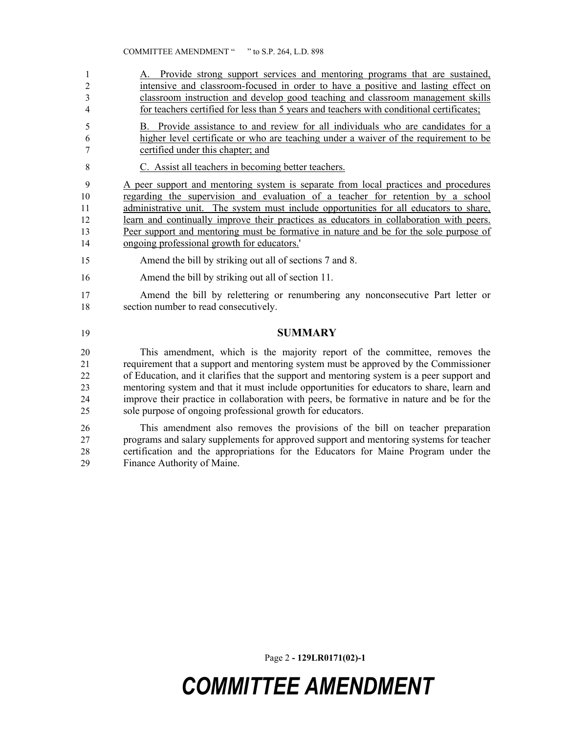A. Provide strong support services and mentoring programs that are sustained, intensive and classroom-focused in order to have a positive and lasting effect on classroom instruction and develop good teaching and classroom management skills for teachers certified for less than 5 years and teachers with conditional certificates;

B. Provide assistance to and review for all individuals who are candidates for a higher level certificate or who are teaching under a waiver of the requirement to be certified under this chapter; and

C. Assist all teachers in becoming better teachers.

A peer support and mentoring system is separate from local practices and procedures regarding the supervision and evaluation of a teacher for retention by a school administrative unit. The system must include opportunities for all educators to share, learn and continually improve their practices as educators in collaboration with peers. Peer support and mentoring must be formative in nature and be for the sole purpose of ongoing professional growth for educators.'

Amend the bill by striking out all of sections 7 and 8.

Amend the bill by striking out all of section 11.

Amend the bill by relettering or renumbering any nonconsecutive Part letter or section number to read consecutively.

## SUMMARY

This amendment, which is the majority report of the committee, removes the requirement that a support and mentoring system must be approved by the Commissioner of Education, and it clarifies that the support and mentoring system is a peer support and mentoring system and that it must include opportunities for educators to share, learn and improve their practice in collaboration with peers, be formative in nature and be for the sole purpose of ongoing professional growth for educators.

This amendment also removes the provisions of the bill on teacher preparation programs and salary supplements for approved support and mentoring systems for teacher certification and the appropriations for the Educators for Maine Program under the Finance Authority of Maine.

# COMMITTEE AMENDMENT